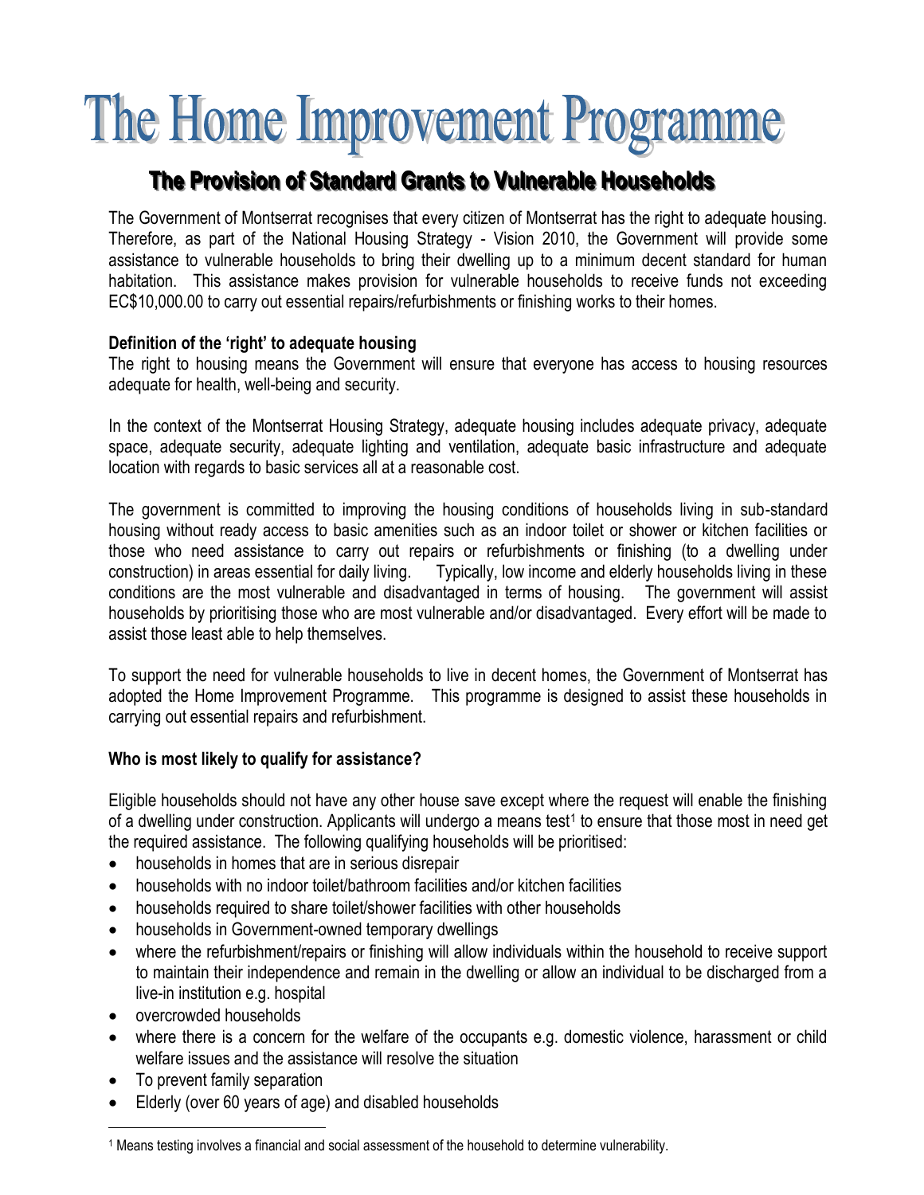# The Home Improvement Programme

## The Provision of Standard Grants to Vulnerable Households

The Government of Montserrat recognises that every citizen of Montserrat has the right to adequate housing. Therefore, as part of the National Housing Strategy - Vision 2010, the Government will provide some assistance to vulnerable households to bring their dwelling up to a minimum decent standard for human habitation. This assistance makes provision for vulnerable households to receive funds not exceeding EC$10,000.00 to carry out essential repairs/refurbishments or finishing works to their homes.

**Definition of the 'right' to adequate housing**
The right to housing means the Government will ensure that everyone has access to housing resources adequate for health, well-being and security.

In the context of the Montserrat Housing Strategy, adequate housing includes adequate privacy, adequate space, adequate security, adequate lighting and ventilation, adequate basic infrastructure and adequate location with regards to basic services all at a reasonable cost.

The government is committed to improving the housing conditions of households living in sub-standard housing without ready access to basic amenities such as an indoor toilet or shower or kitchen facilities or those who need assistance to carry out repairs or refurbishments or finishing (to a dwelling under construction) in areas essential for daily living. Typically, low income and elderly households living in these conditions are the most vulnerable and disadvantaged in terms of housing. The government will assist households by prioritising those who are most vulnerable and/or disadvantaged. Every effort will be made to assist those least able to help themselves.

To support the need for vulnerable households to live in decent homes, the Government of Montserrat has adopted the Home Improvement Programme. This programme is designed to assist these households in carrying out essential repairs and refurbishment.

**Who is most likely to qualify for assistance?**

Eligible households should not have any other house save except where the request will enable the finishing of a dwelling under construction. Applicants will undergo a means test[1] to ensure that those most in need get the required assistance. The following qualifying households will be prioritised:

- households in homes that are in serious disrepair
- households with no indoor toilet/bathroom facilities and/or kitchen facilities
- households required to share toilet/shower facilities with other households
- households in Government-owned temporary dwellings
- where the refurbishment/repairs or finishing will allow individuals within the household to receive support to maintain their independence and remain in the dwelling or allow an individual to be discharged from a live-in institution e.g. hospital
- overcrowded households
- where there is a concern for the welfare of the occupants e.g. domestic violence, harassment or child welfare issues and the assistance will resolve the situation
- To prevent family separation
- Elderly (over 60 years of age) and disabled households

[1] Means testing involves a financial and social assessment of the household to determine vulnerability.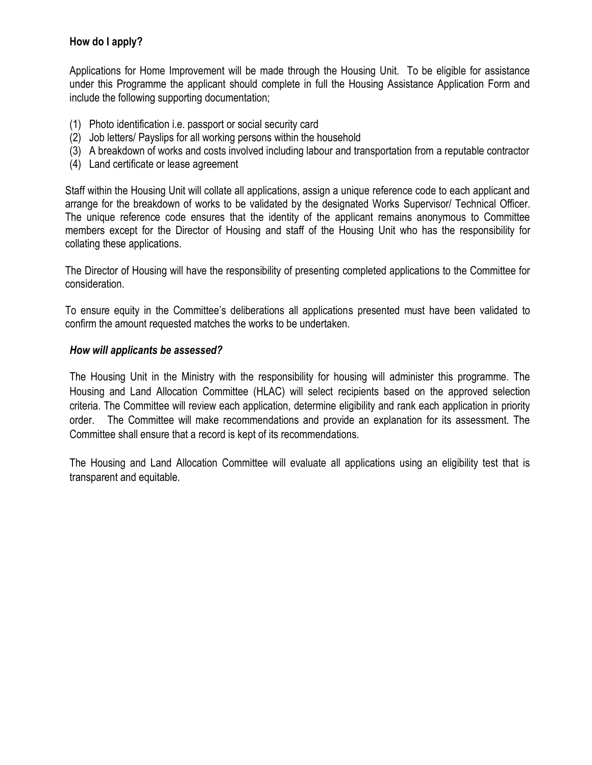## How do I apply?

Applications for Home Improvement will be made through the Housing Unit. To be eligible for assistance under this Programme the applicant should complete in full the Housing Assistance Application Form and include the following supporting documentation;

(1) Photo identification i.e. passport or social security card
(2) Job letters/ Payslips for all working persons within the household
(3) A breakdown of works and costs involved including labour and transportation from a reputable contractor
(4) Land certificate or lease agreement

Staff within the Housing Unit will collate all applications, assign a unique reference code to each applicant and arrange for the breakdown of works to be validated by the designated Works Supervisor/ Technical Officer. The unique reference code ensures that the identity of the applicant remains anonymous to Committee members except for the Director of Housing and staff of the Housing Unit who has the responsibility for collating these applications.

The Director of Housing will have the responsibility of presenting completed applications to the Committee for consideration.

To ensure equity in the Committee's deliberations all applications presented must have been validated to confirm the amount requested matches the works to be undertaken.

### *How will applicants be assessed?*

The Housing Unit in the Ministry with the responsibility for housing will administer this programme. The Housing and Land Allocation Committee (HLAC) will select recipients based on the approved selection criteria. The Committee will review each application, determine eligibility and rank each application in priority order. The Committee will make recommendations and provide an explanation for its assessment. The Committee shall ensure that a record is kept of its recommendations.

The Housing and Land Allocation Committee will evaluate all applications using an eligibility test that is transparent and equitable.